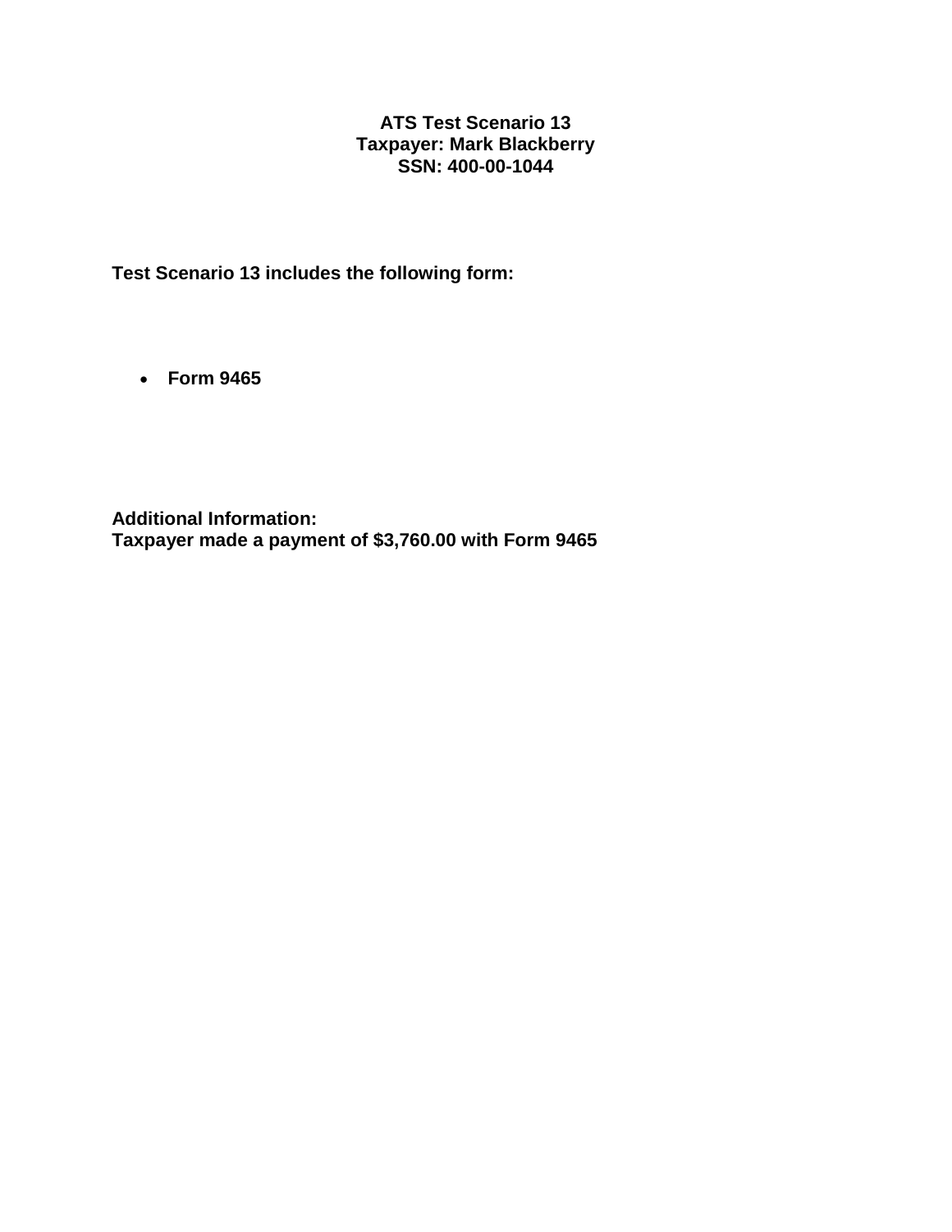# ATS Test Scenario 13
## Taxpayer: Mark Blackberry
## SSN: 400-00-1044

**Test Scenario 13 includes the following form:**

- **Form 9465**

**Additional Information:**
**Taxpayer made a payment of $3,760.00 with Form 9465**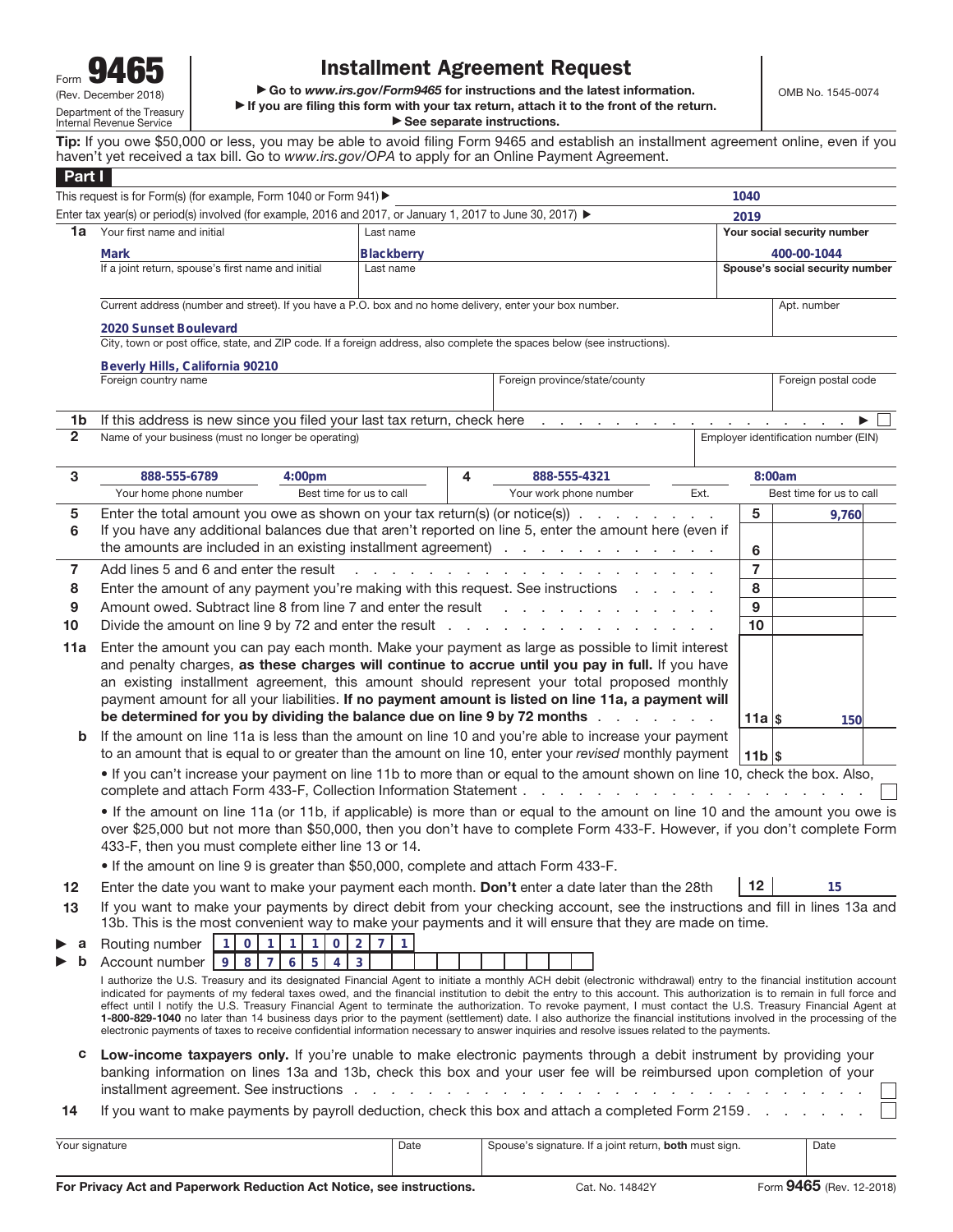Form **9465**
(Rev. December 2018)
Department of the Treasury
Internal Revenue Service

# Installment Agreement Request

▶ Go to *www.irs.gov/Form9465* for instructions and the latest information.
▶ If you are filing this form with your tax return, attach it to the front of the return.
▶ See separate instructions.

OMB No. 1545-0074

**Tip:** If you owe $50,000 or less, you may be able to avoid filing Form 9465 and establish an installment agreement online, even if you haven't yet received a tax bill. Go to *www.irs.gov/OPA* to apply for an Online Payment Agreement.

## Part I

This request is for Form(s) (for example, Form 1040 or Form 941) ▶ **1040**

Enter tax year(s) or period(s) involved (for example, 2016 and 2017, or January 1, 2017 to June 30, 2017) ▶ **2019**

| | | | |
|---|---|---|---|
| **1a** | Your first name and initial: **Mark** | Last name: **Blackberry** | Your social security number: **400-00-1044** |
| | If a joint return, spouse's first name and initial | Last name | Spouse's social security number |
| | Current address (number and street). If you have a P.O. box and no home delivery, enter your box number.: **2020 Sunset Boulevard** | | Apt. number |
| | City, town or post office, state, and ZIP code. If a foreign address, also complete the spaces below (see instructions).: **Beverly Hills, California 90210** | | |
| | Foreign country name | Foreign province/state/county | Foreign postal code |

**1b** If this address is new since you filed your last tax return, check here . . . ▶ ☐

**2** Name of your business (must no longer be operating) — Employer identification number (EIN)

| | Your home phone number | Best time for us to call | | Your work phone number | Ext. | Best time for us to call |
|---|---|---|---|---|---|---|
| **3** | 888-555-6789 | 4:00pm | **4** | 888-555-4321 | | 8:00am |

| | | | |
|---|---|---|---|
| **5** | Enter the total amount you owe as shown on your tax return(s) (or notice(s)) | 5 | 9,760 |
| **6** | If you have any additional balances due that aren't reported on line 5, enter the amount here (even if the amounts are included in an existing installment agreement) | 6 | |
| **7** | Add lines 5 and 6 and enter the result | 7 | |
| **8** | Enter the amount of any payment you're making with this request. See instructions | 8 | |
| **9** | Amount owed. Subtract line 8 from line 7 and enter the result | 9 | |
| **10** | Divide the amount on line 9 by 72 and enter the result | 10 | |
| **11a** | Enter the amount you can pay each month. Make your payment as large as possible to limit interest and penalty charges, **as these charges will continue to accrue until you pay in full.** If you have an existing installment agreement, this amount should represent your total proposed monthly payment amount for all your liabilities. **If no payment amount is listed on line 11a, a payment will be determined for you by dividing the balance due on line 9 by 72 months** | 11a | $ 150 |
| **b** | If the amount on line 11a is less than the amount on line 10 and you're able to increase your payment to an amount that is equal to or greater than the amount on line 10, enter your *revised* monthly payment | 11b | $ |

- If you can't increase your payment on line 11b to more than or equal to the amount shown on line 10, check the box. Also, complete and attach Form 433-F, Collection Information Statement . . . ☐
- If the amount on line 11a (or 11b, if applicable) is more than or equal to the amount on line 10 and the amount you owe is over $25,000 but not more than $50,000, then you don't have to complete Form 433-F. However, if you don't complete Form 433-F, then you must complete either line 13 or 14.
- If the amount on line 9 is greater than $50,000, complete and attach Form 433-F.

**12** Enter the date you want to make your payment each month. **Don't** enter a date later than the 28th — **12** 15

**13** If you want to make your payments by direct debit from your checking account, see the instructions and fill in lines 13a and 13b. This is the most convenient way to make your payments and it will ensure that they are made on time.

▶ **a** Routing number: 1 0 1 1 1 0 2 7 1

▶ **b** Account number: 9 8 7 6 5 4 3

I authorize the U.S. Treasury and its designated Financial Agent to initiate a monthly ACH debit (electronic withdrawal) entry to the financial institution account indicated for payments of my federal taxes owed, and the financial institution to debit the entry to this account. This authorization is to remain in full force and effect until I notify the U.S. Treasury Financial Agent to terminate the authorization. To revoke payment, I must contact the U.S. Treasury Financial Agent at **1-800-829-1040** no later than 14 business days prior to the payment (settlement) date. I also authorize the financial institutions involved in the processing of the electronic payments of taxes to receive confidential information necessary to answer inquiries and resolve issues related to the payments.

**c** **Low-income taxpayers only.** If you're unable to make electronic payments through a debit instrument by providing your banking information on lines 13a and 13b, check this box and your user fee will be reimbursed upon completion of your installment agreement. See instructions . . . ☐

**14** If you want to make payments by payroll deduction, check this box and attach a completed Form 2159 . . . ☐

| Your signature | Date | Spouse's signature. If a joint return, **both** must sign. | Date |
|---|---|---|---|
| | | | |

**For Privacy Act and Paperwork Reduction Act Notice, see instructions.** Cat. No. 14842Y Form **9465** (Rev. 12-2018)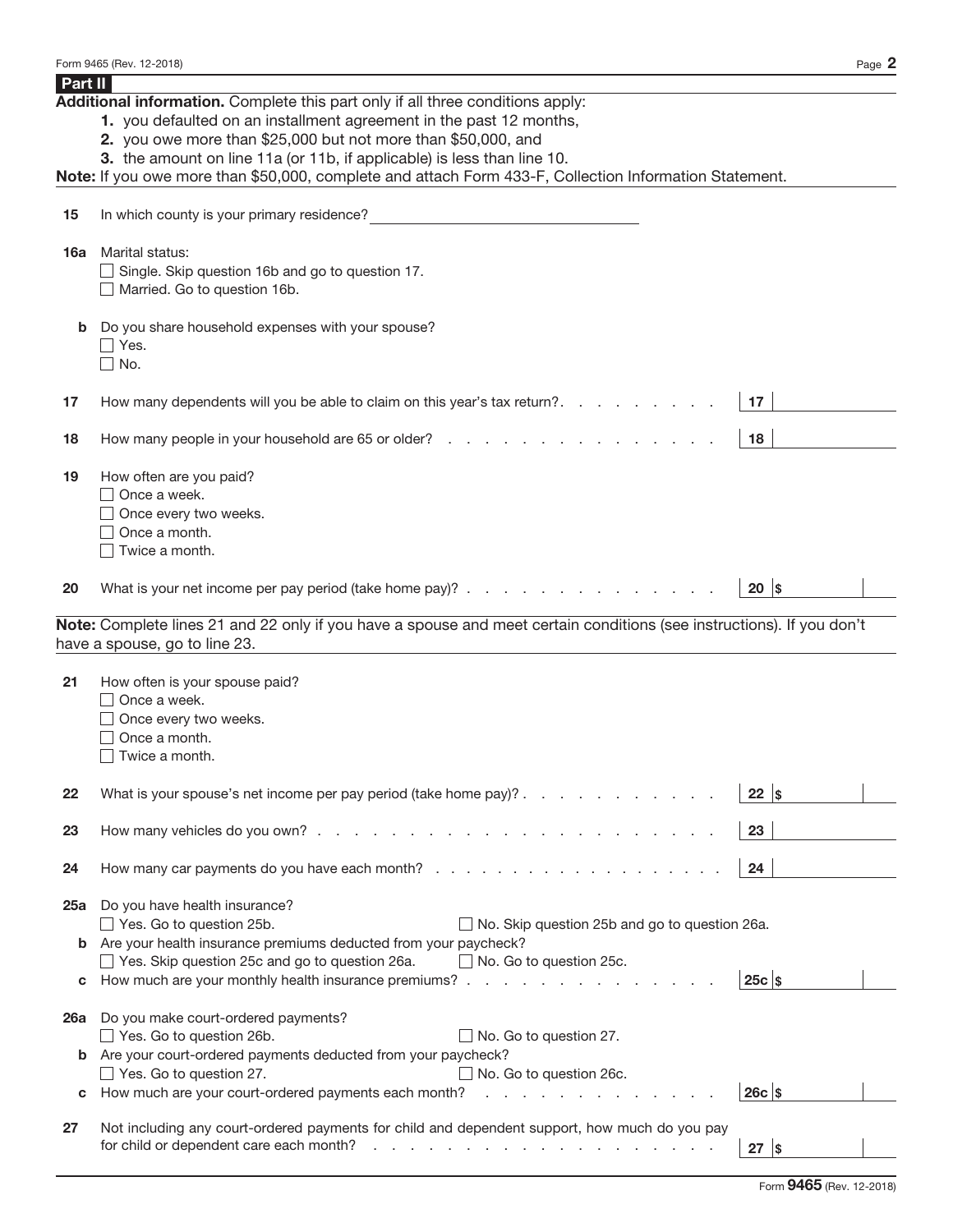## Part II

**Additional information.** Complete this part only if all three conditions apply:

1. you defaulted on an installment agreement in the past 12 months,
2. you owe more than $25,000 but not more than $50,000, and
3. the amount on line 11a (or 11b, if applicable) is less than line 10.

**Note:** If you owe more than $50,000, complete and attach Form 433-F, Collection Information Statement.

**15** In which county is your primary residence? ______________________________

**16a** Marital status:

☐ Single. Skip question 16b and go to question 17.
☐ Married. Go to question 16b.

**b** Do you share household expenses with your spouse?

☐ Yes.
☐ No.

**17** How many dependents will you be able to claim on this year's tax return? . . . . . . . . . . **17** ________

**18** How many people in your household are 65 or older? . . . . . . . . . . . . . . . . . . **18** ________

**19** How often are you paid?

☐ Once a week.
☐ Once every two weeks.
☐ Once a month.
☐ Twice a month.

**20** What is your net income per pay period (take home pay)? . . . . . . . . . . . . . . . . **20** $ ________

**Note:** Complete lines 21 and 22 only if you have a spouse and meet certain conditions (see instructions). If you don't have a spouse, go to line 23.

**21** How often is your spouse paid?

☐ Once a week.
☐ Once every two weeks.
☐ Once a month.
☐ Twice a month.

**22** What is your spouse's net income per pay period (take home pay)? . . . . . . . . . . . . **22** $ ________

**23** How many vehicles do you own? . . . . . . . . . . . . . . . . . . . . . . . . . . **23** ________

**24** How many car payments do you have each month? . . . . . . . . . . . . . . . . . . . . **24** ________

**25a** Do you have health insurance?

☐ Yes. Go to question 25b. ☐ No. Skip question 25b and go to question 26a.

**b** Are your health insurance premiums deducted from your paycheck?

☐ Yes. Skip question 25c and go to question 26a. ☐ No. Go to question 25c.

**c** How much are your monthly health insurance premiums? . . . . . . . . . . . . . . . . **25c** $ ________

**26a** Do you make court-ordered payments?

☐ Yes. Go to question 26b. ☐ No. Go to question 27.

**b** Are your court-ordered payments deducted from your paycheck?

☐ Yes. Go to question 27. ☐ No. Go to question 26c.

**c** How much are your court-ordered payments each month? . . . . . . . . . . . . . . **26c** $ ________

**27** Not including any court-ordered payments for child and dependent support, how much do you pay for child or dependent care each month? . . . . . . . . . . . . . . . . . . . . . . **27** $ ________

Form **9465** (Rev. 12-2018)